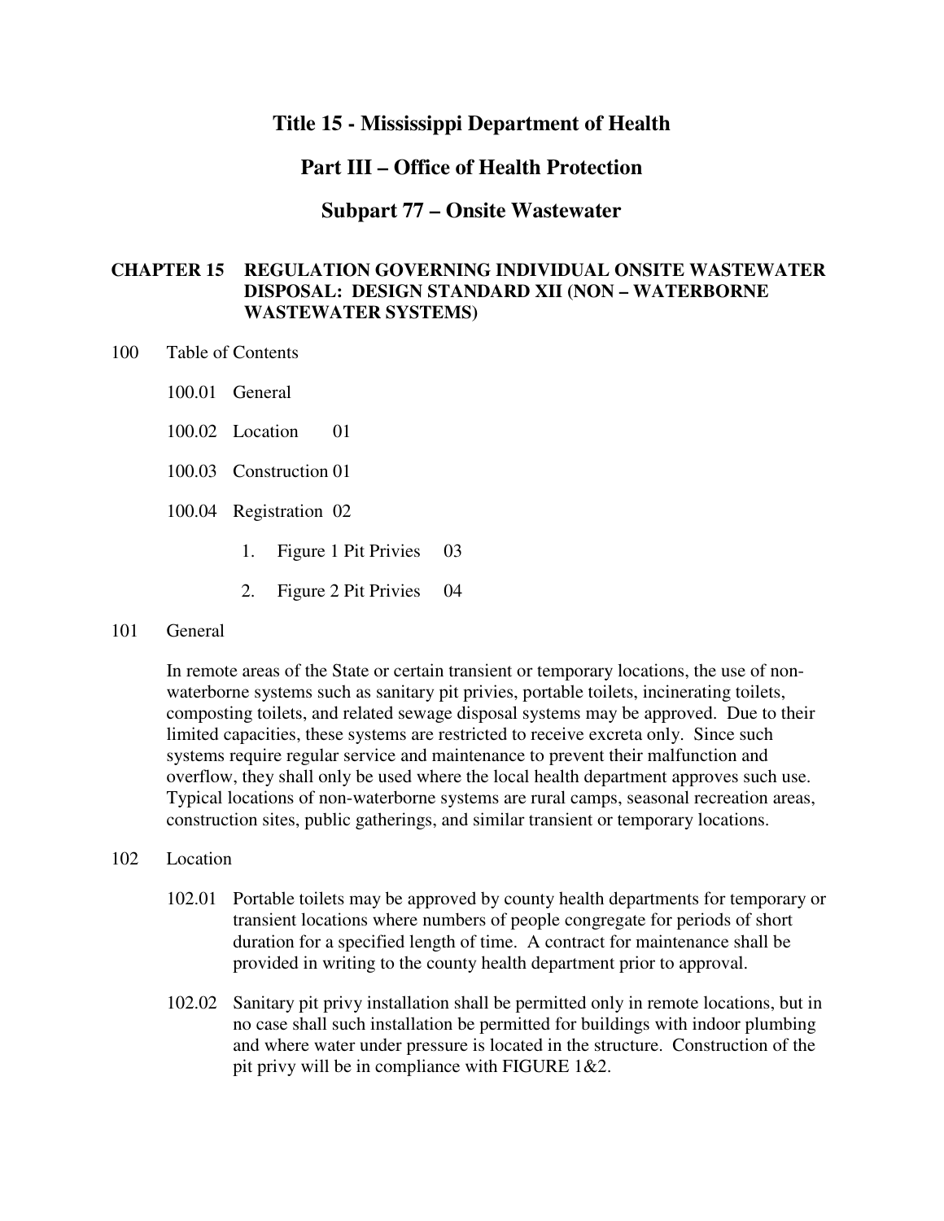# Title 15 - Mississippi Department of Health

# Part III – Office of Health Protection

# Subpart 77 – Onsite Wastewater

## CHAPTER 15 REGULATION GOVERNING INDIVIDUAL ONSITE WASTEWATER DISPOSAL: DESIGN STANDARD XII (NON – WATERBORNE WASTEWATER SYSTEMS)

100 Table of Contents

100.01 General

100.02 Location 01

100.03 Construction 01

100.04 Registration 02

1. Figure 1 Pit Privies 03
2. Figure 2 Pit Privies 04

101 General

In remote areas of the State or certain transient or temporary locations, the use of non-waterborne systems such as sanitary pit privies, portable toilets, incinerating toilets, composting toilets, and related sewage disposal systems may be approved. Due to their limited capacities, these systems are restricted to receive excreta only. Since such systems require regular service and maintenance to prevent their malfunction and overflow, they shall only be used where the local health department approves such use. Typical locations of non-waterborne systems are rural camps, seasonal recreation areas, construction sites, public gatherings, and similar transient or temporary locations.

102 Location

102.01 Portable toilets may be approved by county health departments for temporary or transient locations where numbers of people congregate for periods of short duration for a specified length of time. A contract for maintenance shall be provided in writing to the county health department prior to approval.

102.02 Sanitary pit privy installation shall be permitted only in remote locations, but in no case shall such installation be permitted for buildings with indoor plumbing and where water under pressure is located in the structure. Construction of the pit privy will be in compliance with FIGURE 1&2.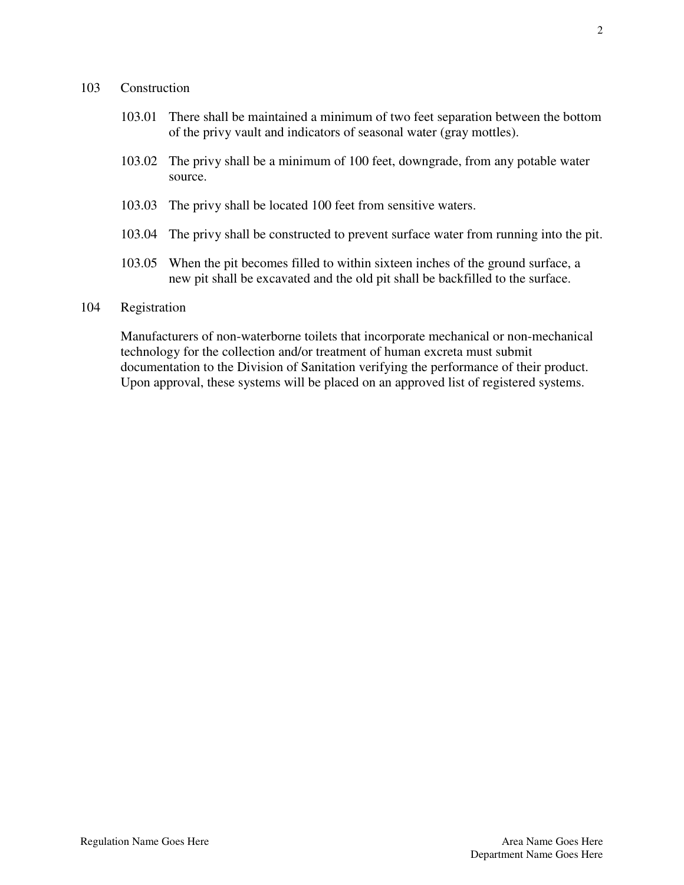## 103 Construction

103.01 There shall be maintained a minimum of two feet separation between the bottom of the privy vault and indicators of seasonal water (gray mottles).

103.02 The privy shall be a minimum of 100 feet, downgrade, from any potable water source.

103.03 The privy shall be located 100 feet from sensitive waters.

103.04 The privy shall be constructed to prevent surface water from running into the pit.

103.05 When the pit becomes filled to within sixteen inches of the ground surface, a new pit shall be excavated and the old pit shall be backfilled to the surface.

## 104 Registration

Manufacturers of non-waterborne toilets that incorporate mechanical or non-mechanical technology for the collection and/or treatment of human excreta must submit documentation to the Division of Sanitation verifying the performance of their product. Upon approval, these systems will be placed on an approved list of registered systems.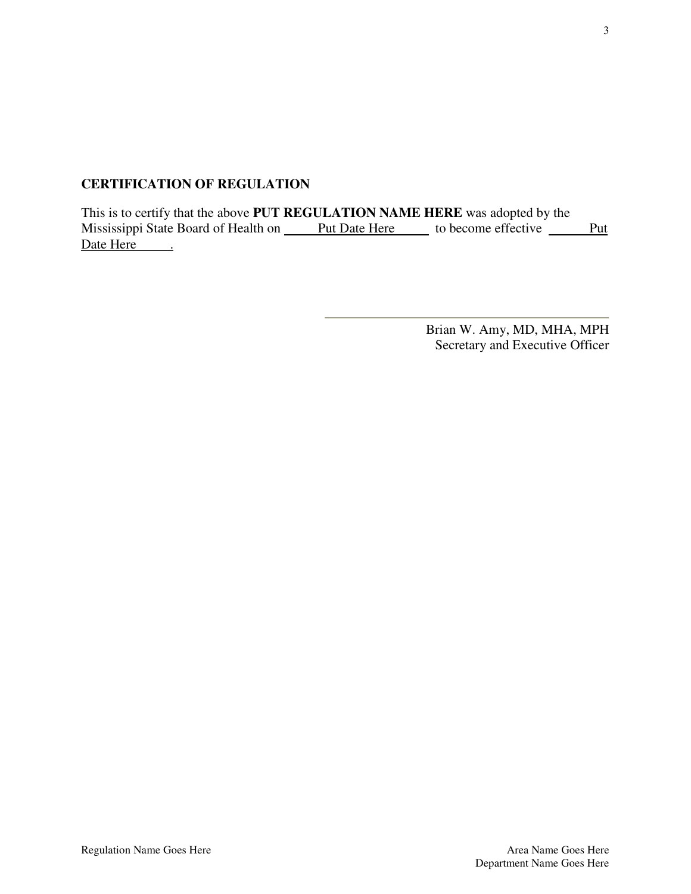**CERTIFICATION OF REGULATION**

This is to certify that the above **PUT REGULATION NAME HERE** was adopted by the Mississippi State Board of Health on Put Date Here to become effective Put Date Here .

_______________________________________

Brian W. Amy, MD, MHA, MPH
Secretary and Executive Officer